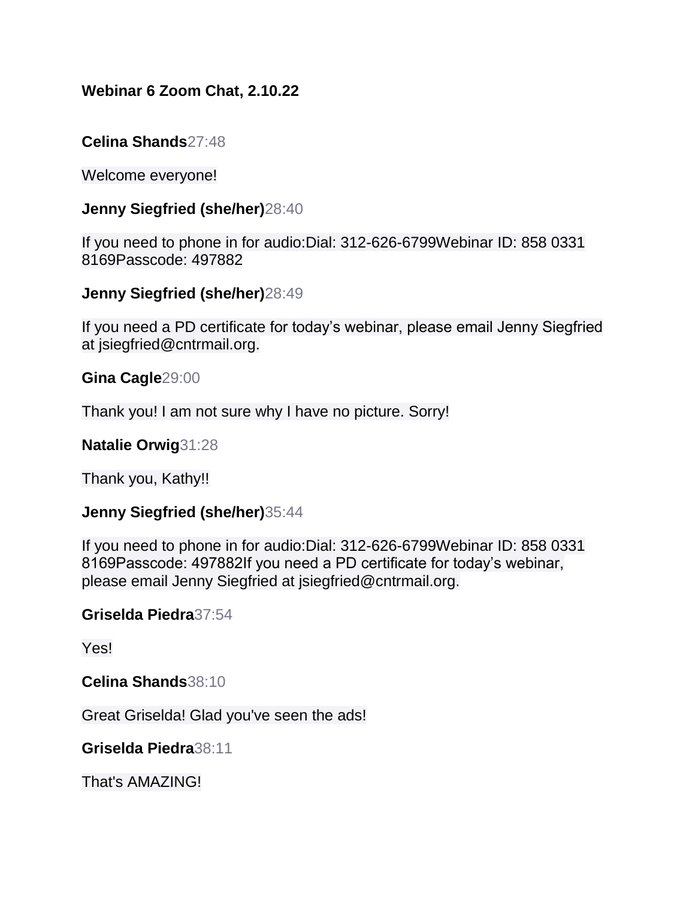**Webinar 6 Zoom Chat, 2.10.22**

**Celina Shands**27:48

Welcome everyone!

**Jenny Siegfried (she/her)**28:40

If you need to phone in for audio:Dial: 312-626-6799Webinar ID: 858 0331 8169Passcode: 497882

**Jenny Siegfried (she/her)**28:49

If you need a PD certificate for today's webinar, please email Jenny Siegfried at jsiegfried@cntrmail.org.

**Gina Cagle**29:00

Thank you! I am not sure why I have no picture. Sorry!

**Natalie Orwig**31:28

Thank you, Kathy!!

**Jenny Siegfried (she/her)**35:44

If you need to phone in for audio:Dial: 312-626-6799Webinar ID: 858 0331 8169Passcode: 497882If you need a PD certificate for today's webinar, please email Jenny Siegfried at jsiegfried@cntrmail.org.

**Griselda Piedra**37:54

Yes!

**Celina Shands**38:10

Great Griselda! Glad you've seen the ads!

**Griselda Piedra**38:11

That's AMAZING!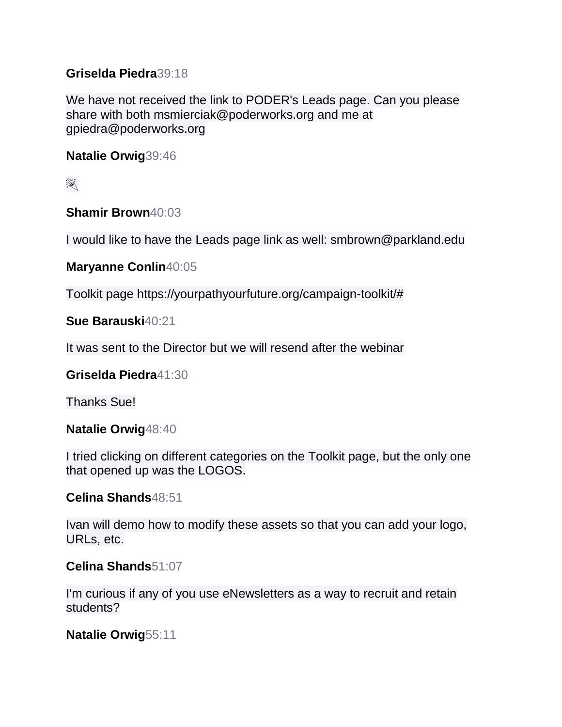**Griselda Piedra**39:18

We have not received the link to PODER's Leads page. Can you please share with both msmierciak@poderworks.org and me at gpiedra@poderworks.org

**Natalie Orwig**39:46

🎉

**Shamir Brown**40:03

I would like to have the Leads page link as well: smbrown@parkland.edu

**Maryanne Conlin**40:05

Toolkit page https://yourpathyourfuture.org/campaign-toolkit/#

**Sue Barauski**40:21

It was sent to the Director but we will resend after the webinar

**Griselda Piedra**41:30

Thanks Sue!

**Natalie Orwig**48:40

I tried clicking on different categories on the Toolkit page, but the only one that opened up was the LOGOS.

**Celina Shands**48:51

Ivan will demo how to modify these assets so that you can add your logo, URLs, etc.

**Celina Shands**51:07

I'm curious if any of you use eNewsletters as a way to recruit and retain students?

**Natalie Orwig**55:11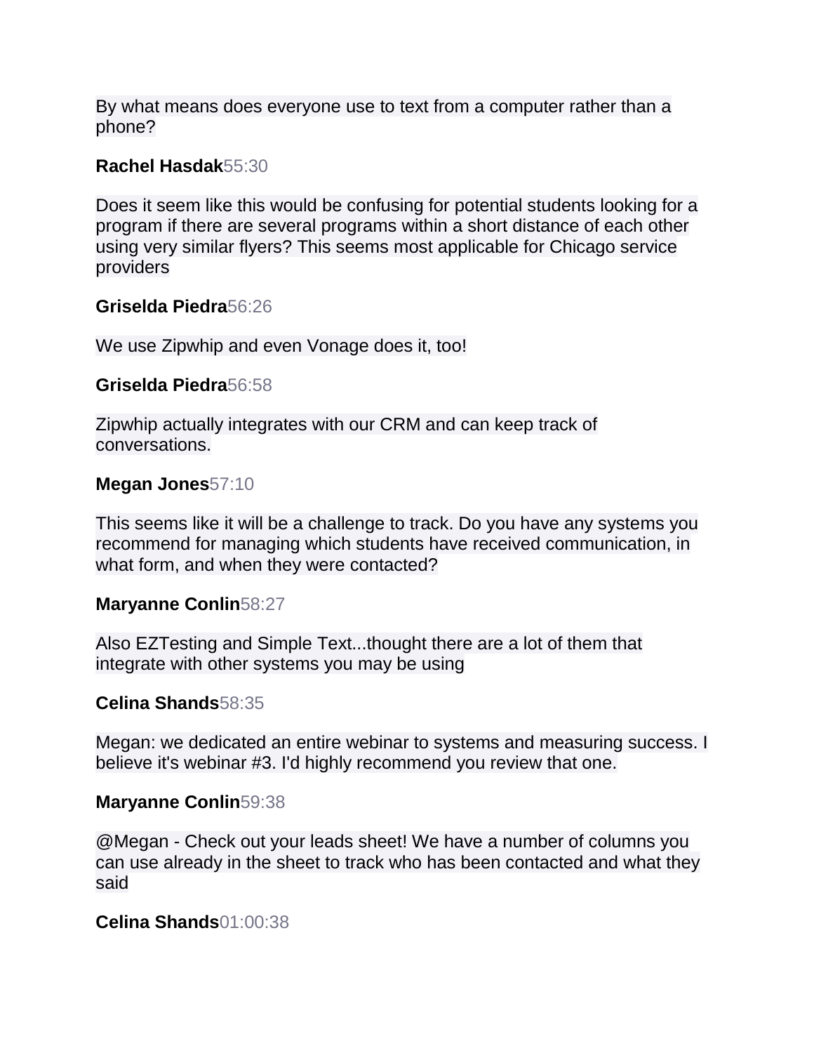By what means does everyone use to text from a computer rather than a phone?

**Rachel Hasdak** 55:30

Does it seem like this would be confusing for potential students looking for a program if there are several programs within a short distance of each other using very similar flyers? This seems most applicable for Chicago service providers

**Griselda Piedra** 56:26

We use Zipwhip and even Vonage does it, too!

**Griselda Piedra** 56:58

Zipwhip actually integrates with our CRM and can keep track of conversations.

**Megan Jones** 57:10

This seems like it will be a challenge to track. Do you have any systems you recommend for managing which students have received communication, in what form, and when they were contacted?

**Maryanne Conlin** 58:27

Also EZTesting and Simple Text...thought there are a lot of them that integrate with other systems you may be using

**Celina Shands** 58:35

Megan: we dedicated an entire webinar to systems and measuring success. I believe it's webinar #3. I'd highly recommend you review that one.

**Maryanne Conlin** 59:38

@Megan - Check out your leads sheet! We have a number of columns you can use already in the sheet to track who has been contacted and what they said

**Celina Shands** 01:00:38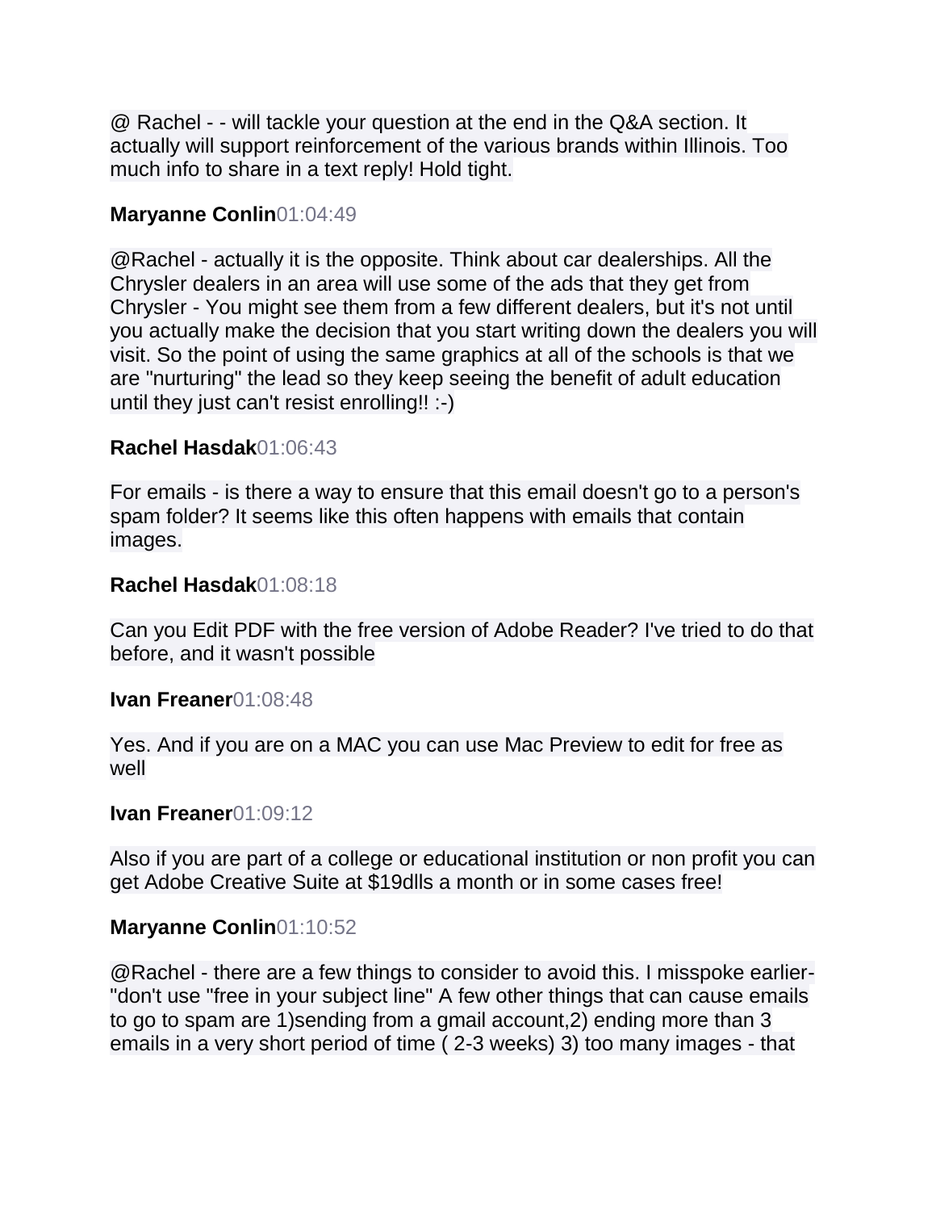@ Rachel - - will tackle your question at the end in the Q&A section. It actually will support reinforcement of the various brands within Illinois. Too much info to share in a text reply! Hold tight.

**Maryanne Conlin**01:04:49

@Rachel - actually it is the opposite. Think about car dealerships. All the Chrysler dealers in an area will use some of the ads that they get from Chrysler - You might see them from a few different dealers, but it's not until you actually make the decision that you start writing down the dealers you will visit. So the point of using the same graphics at all of the schools is that we are "nurturing" the lead so they keep seeing the benefit of adult education until they just can't resist enrolling!! :-)

**Rachel Hasdak**01:06:43

For emails - is there a way to ensure that this email doesn't go to a person's spam folder? It seems like this often happens with emails that contain images.

**Rachel Hasdak**01:08:18

Can you Edit PDF with the free version of Adobe Reader? I've tried to do that before, and it wasn't possible

**Ivan Freaner**01:08:48

Yes. And if you are on a MAC you can use Mac Preview to edit for free as well

**Ivan Freaner**01:09:12

Also if you are part of a college or educational institution or non profit you can get Adobe Creative Suite at $19dlls a month or in some cases free!

**Maryanne Conlin**01:10:52

@Rachel - there are a few things to consider to avoid this. I misspoke earlier- "don't use "free in your subject line" A few other things that can cause emails to go to spam are 1)sending from a gmail account,2) ending more than 3 emails in a very short period of time ( 2-3 weeks) 3) too many images - that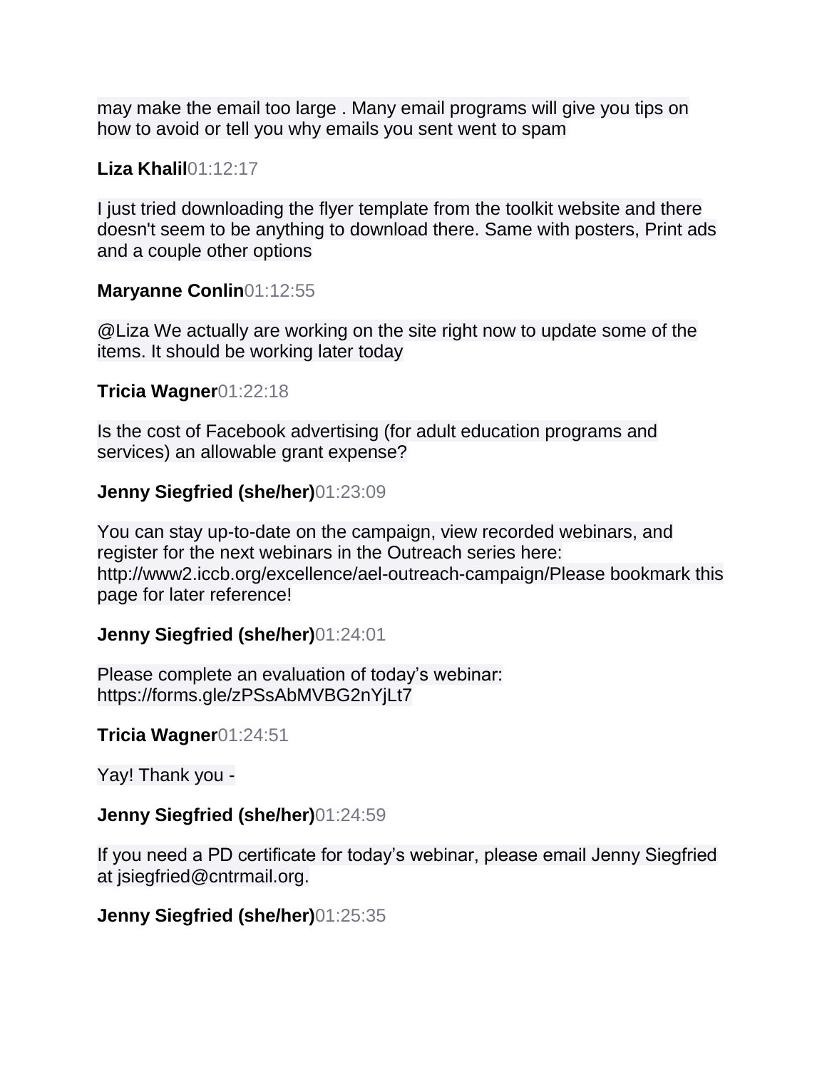may make the email too large . Many email programs will give you tips on how to avoid or tell you why emails you sent went to spam

**Liza Khalil**01:12:17

I just tried downloading the flyer template from the toolkit website and there doesn't seem to be anything to download there. Same with posters, Print ads and a couple other options

**Maryanne Conlin**01:12:55

@Liza We actually are working on the site right now to update some of the items. It should be working later today

**Tricia Wagner**01:22:18

Is the cost of Facebook advertising (for adult education programs and services) an allowable grant expense?

**Jenny Siegfried (she/her)**01:23:09

You can stay up-to-date on the campaign, view recorded webinars, and register for the next webinars in the Outreach series here: http://www2.iccb.org/excellence/ael-outreach-campaign/Please bookmark this page for later reference!

**Jenny Siegfried (she/her)**01:24:01

Please complete an evaluation of today's webinar: https://forms.gle/zPSsAbMVBG2nYjLt7

**Tricia Wagner**01:24:51

Yay! Thank you -

**Jenny Siegfried (she/her)**01:24:59

If you need a PD certificate for today's webinar, please email Jenny Siegfried at jsiegfried@cntrmail.org.

**Jenny Siegfried (she/her)**01:25:35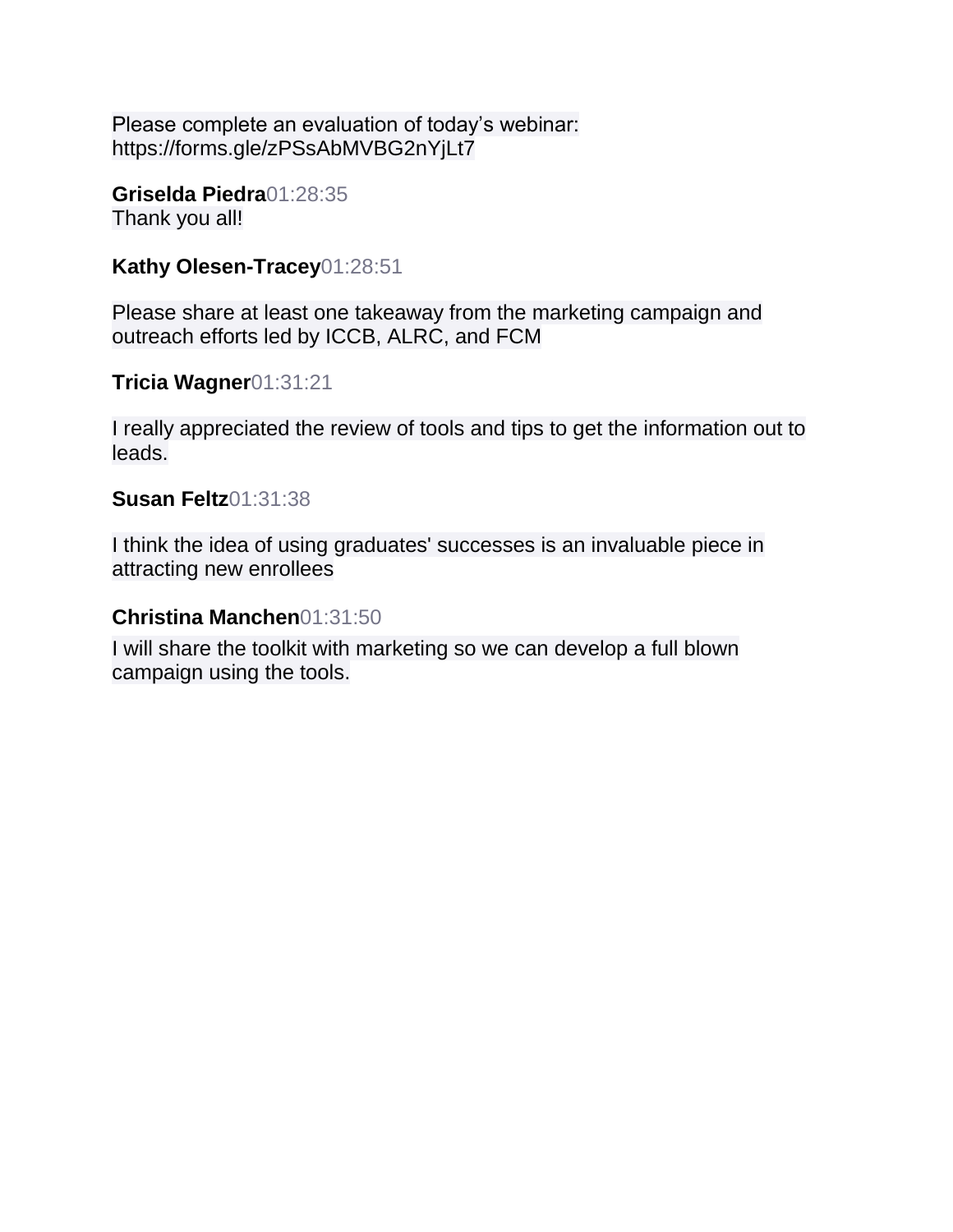Please complete an evaluation of today's webinar: https://forms.gle/zPSsAbMVBG2nYjLt7

**Griselda Piedra**01:28:35
Thank you all!

**Kathy Olesen-Tracey**01:28:51

Please share at least one takeaway from the marketing campaign and outreach efforts led by ICCB, ALRC, and FCM

**Tricia Wagner**01:31:21

I really appreciated the review of tools and tips to get the information out to leads.

**Susan Feltz**01:31:38

I think the idea of using graduates' successes is an invaluable piece in attracting new enrollees

**Christina Manchen**01:31:50

I will share the toolkit with marketing so we can develop a full blown campaign using the tools.